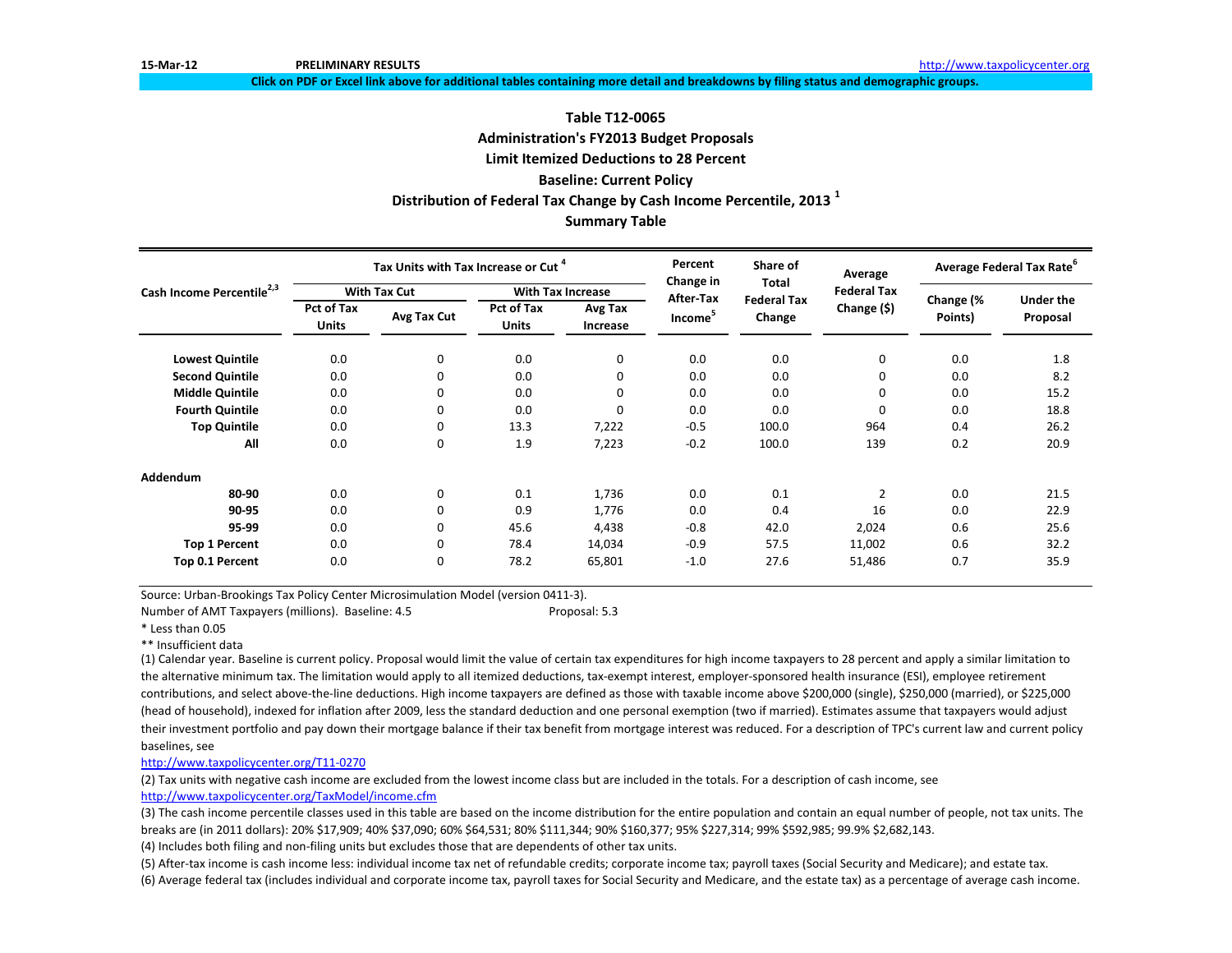15-Mar-12 **PRELIMINARY RESULTS** http://www.taxpolicycenter.org

**Click on PDF or Excel link above for additional tables containing more detail and breakdowns by filing status and demographic groups.**

## Table T12-0065
## Administration's FY2013 Budget Proposals
## Limit Itemized Deductions to 28 Percent
## Baseline: Current Policy
## Distribution of Federal Tax Change by Cash Income Percentile, 2013 [1]
## Summary Table

| Cash Income Percentile[2,3] | Tax Units with Tax Increase or Cut [4] | | | | Percent Change in After-Tax Income[5] | Share of Total Federal Tax Change | Average Federal Tax Change ($) | Average Federal Tax Rate[6] | |
|---|---|---|---|---|---|---|---|---|---|
| | With Tax Cut | | With Tax Increase | | | | | Change (% Points) | Under the Proposal |
| | Pct of Tax Units | Avg Tax Cut | Pct of Tax Units | Avg Tax Increase | | | | | |
| **Lowest Quintile** | 0.0 | 0 | 0.0 | 0 | 0.0 | 0.0 | 0 | 0.0 | 1.8 |
| **Second Quintile** | 0.0 | 0 | 0.0 | 0 | 0.0 | 0.0 | 0 | 0.0 | 8.2 |
| **Middle Quintile** | 0.0 | 0 | 0.0 | 0 | 0.0 | 0.0 | 0 | 0.0 | 15.2 |
| **Fourth Quintile** | 0.0 | 0 | 0.0 | 0 | 0.0 | 0.0 | 0 | 0.0 | 18.8 |
| **Top Quintile** | 0.0 | 0 | 13.3 | 7,222 | -0.5 | 100.0 | 964 | 0.4 | 26.2 |
| **All** | 0.0 | 0 | 1.9 | 7,223 | -0.2 | 100.0 | 139 | 0.2 | 20.9 |
| **Addendum** | | | | | | | | | |
| **80-90** | 0.0 | 0 | 0.1 | 1,736 | 0.0 | 0.1 | 2 | 0.0 | 21.5 |
| **90-95** | 0.0 | 0 | 0.9 | 1,776 | 0.0 | 0.4 | 16 | 0.0 | 22.9 |
| **95-99** | 0.0 | 0 | 45.6 | 4,438 | -0.8 | 42.0 | 2,024 | 0.6 | 25.6 |
| **Top 1 Percent** | 0.0 | 0 | 78.4 | 14,034 | -0.9 | 57.5 | 11,002 | 0.6 | 32.2 |
| **Top 0.1 Percent** | 0.0 | 0 | 78.2 | 65,801 | -1.0 | 27.6 | 51,486 | 0.7 | 35.9 |

Source: Urban-Brookings Tax Policy Center Microsimulation Model (version 0411-3).

Number of AMT Taxpayers (millions). Baseline: 4.5 Proposal: 5.3

* Less than 0.05

** Insufficient data

(1) Calendar year. Baseline is current policy. Proposal would limit the value of certain tax expenditures for high income taxpayers to 28 percent and apply a similar limitation to the alternative minimum tax. The limitation would apply to all itemized deductions, tax-exempt interest, employer-sponsored health insurance (ESI), employee retirement contributions, and select above-the-line deductions. High income taxpayers are defined as those with taxable income above $200,000 (single), $250,000 (married), or $225,000 (head of household), indexed for inflation after 2009, less the standard deduction and one personal exemption (two if married). Estimates assume that taxpayers would adjust their investment portfolio and pay down their mortgage balance if their tax benefit from mortgage interest was reduced. For a description of TPC's current law and current policy baselines, see

http://www.taxpolicycenter.org/T11-0270

(2) Tax units with negative cash income are excluded from the lowest income class but are included in the totals. For a description of cash income, see http://www.taxpolicycenter.org/TaxModel/income.cfm

(3) The cash income percentile classes used in this table are based on the income distribution for the entire population and contain an equal number of people, not tax units. The breaks are (in 2011 dollars): 20% $17,909; 40% $37,090; 60% $64,531; 80% $111,344; 90% $160,377; 95% $227,314; 99% $592,985; 99.9% $2,682,143.

(4) Includes both filing and non-filing units but excludes those that are dependents of other tax units.

(5) After-tax income is cash income less: individual income tax net of refundable credits; corporate income tax; payroll taxes (Social Security and Medicare); and estate tax.

(6) Average federal tax (includes individual and corporate income tax, payroll taxes for Social Security and Medicare, and the estate tax) as a percentage of average cash income.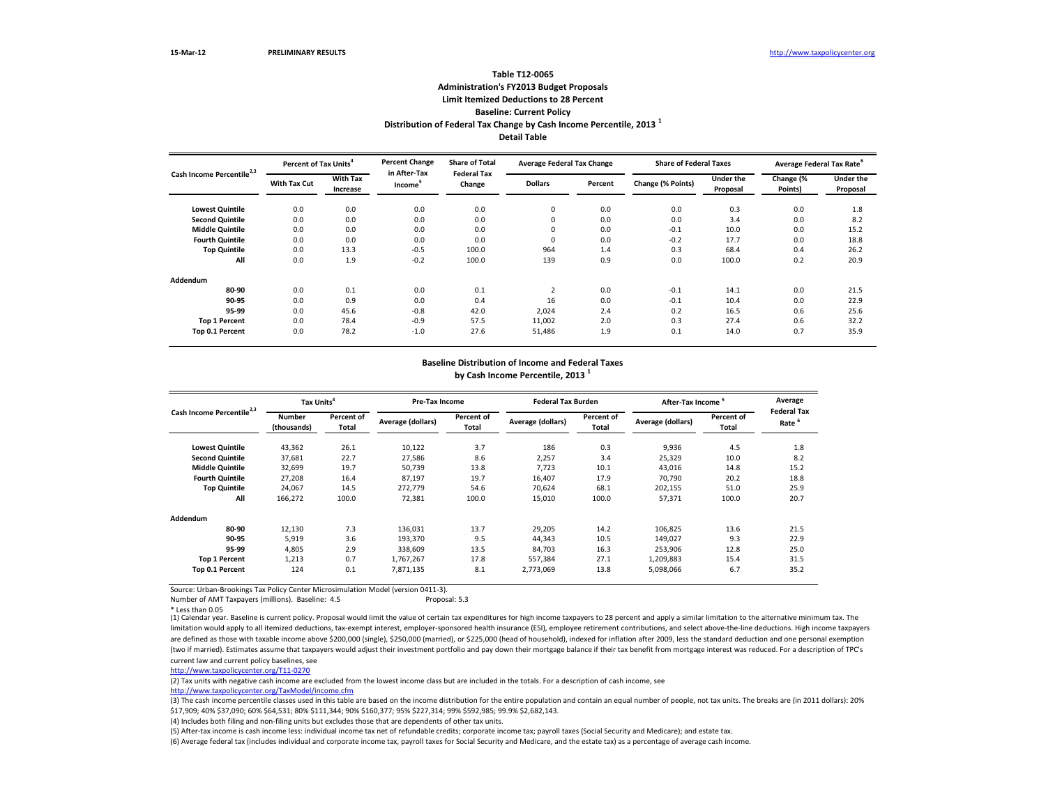15-Mar-12 **PRELIMINARY RESULTS** http://www.taxpolicycenter.org

## Table T12-0065
### Administration's FY2013 Budget Proposals
### Limit Itemized Deductions to 28 Percent
### Baseline: Current Policy
### Distribution of Federal Tax Change by Cash Income Percentile, 2013 [1]
### Detail Table

| Cash Income Percentile[2,3] | Percent of Tax Units[4] | | Percent Change in After-Tax Income[5] | Share of Total Federal Tax Change | Average Federal Tax Change | | Share of Federal Taxes | | Average Federal Tax Rate[6] | |
|---|---|---|---|---|---|---|---|---|---|---|
| | With Tax Cut | With Tax Increase | | | Dollars | Percent | Change (% Points) | Under the Proposal | Change (% Points) | Under the Proposal |
| Lowest Quintile | 0.0 | 0.0 | 0.0 | 0.0 | 0 | 0.0 | 0.0 | 0.3 | 0.0 | 1.8 |
| Second Quintile | 0.0 | 0.0 | 0.0 | 0.0 | 0 | 0.0 | 0.0 | 3.4 | 0.0 | 8.2 |
| Middle Quintile | 0.0 | 0.0 | 0.0 | 0.0 | 0 | 0.0 | -0.1 | 10.0 | 0.0 | 15.2 |
| Fourth Quintile | 0.0 | 0.0 | 0.0 | 0.0 | 0 | 0.0 | -0.2 | 17.7 | 0.0 | 18.8 |
| Top Quintile | 0.0 | 13.3 | -0.5 | 100.0 | 964 | 1.4 | 0.3 | 68.4 | 0.4 | 26.2 |
| All | 0.0 | 1.9 | -0.2 | 100.0 | 139 | 0.9 | 0.0 | 100.0 | 0.2 | 20.9 |
| **Addendum** | | | | | | | | | | |
| 80-90 | 0.0 | 0.1 | 0.0 | 0.1 | 2 | 0.0 | -0.1 | 14.1 | 0.0 | 21.5 |
| 90-95 | 0.0 | 0.9 | 0.0 | 0.4 | 16 | 0.0 | -0.1 | 10.4 | 0.0 | 22.9 |
| 95-99 | 0.0 | 45.6 | -0.8 | 42.0 | 2,024 | 2.4 | 0.2 | 16.5 | 0.6 | 25.6 |
| Top 1 Percent | 0.0 | 78.4 | -0.9 | 57.5 | 11,002 | 2.0 | 0.3 | 27.4 | 0.6 | 32.2 |
| Top 0.1 Percent | 0.0 | 78.2 | -1.0 | 27.6 | 51,486 | 1.9 | 0.1 | 14.0 | 0.7 | 35.9 |

### Baseline Distribution of Income and Federal Taxes by Cash Income Percentile, 2013 [1]

| Cash Income Percentile[2,3] | Tax Units[4] | | Pre-Tax Income | | Federal Tax Burden | | After-Tax Income[5] | | Average Federal Tax Rate[6] |
|---|---|---|---|---|---|---|---|---|---|
| | Number (thousands) | Percent of Total | Average (dollars) | Percent of Total | Average (dollars) | Percent of Total | Average (dollars) | Percent of Total | |
| Lowest Quintile | 43,362 | 26.1 | 10,122 | 3.7 | 186 | 0.3 | 9,936 | 4.5 | 1.8 |
| Second Quintile | 37,681 | 22.7 | 27,586 | 8.6 | 2,257 | 3.4 | 25,329 | 10.0 | 8.2 |
| Middle Quintile | 32,699 | 19.7 | 50,739 | 13.8 | 7,723 | 10.1 | 43,016 | 14.8 | 15.2 |
| Fourth Quintile | 27,208 | 16.4 | 87,197 | 19.7 | 16,407 | 17.9 | 70,790 | 20.2 | 18.8 |
| Top Quintile | 24,067 | 14.5 | 272,779 | 54.6 | 70,624 | 68.1 | 202,155 | 51.0 | 25.9 |
| All | 166,272 | 100.0 | 72,381 | 100.0 | 15,010 | 100.0 | 57,371 | 100.0 | 20.7 |
| **Addendum** | | | | | | | | | |
| 80-90 | 12,130 | 7.3 | 136,031 | 13.7 | 29,205 | 14.2 | 106,825 | 13.6 | 21.5 |
| 90-95 | 5,919 | 3.6 | 193,370 | 9.5 | 44,343 | 10.5 | 149,027 | 9.3 | 22.9 |
| 95-99 | 4,805 | 2.9 | 338,609 | 13.5 | 84,703 | 16.3 | 253,906 | 12.8 | 25.0 |
| Top 1 Percent | 1,213 | 0.7 | 1,767,267 | 17.8 | 557,384 | 27.1 | 1,209,883 | 15.4 | 31.5 |
| Top 0.1 Percent | 124 | 0.1 | 7,871,135 | 8.1 | 2,773,069 | 13.8 | 5,098,066 | 6.7 | 35.2 |

Source: Urban-Brookings Tax Policy Center Microsimulation Model (version 0411-3).

Number of AMT Taxpayers (millions). Baseline: 4.5 Proposal: 5.3

* Less than 0.05

(1) Calendar year. Baseline is current policy. Proposal would limit the value of certain tax expenditures for high income taxpayers to 28 percent and apply a similar limitation to the alternative minimum tax. The limitation would apply to all itemized deductions, tax-exempt interest, employer-sponsored health insurance (ESI), employee retirement contributions, and select above-the-line deductions. High income taxpayers are defined as those with taxable income above $200,000 (single), $250,000 (married), or $225,000 (head of household), indexed for inflation after 2009, less the standard deduction and one personal exemption (two if married). Estimates assume that taxpayers would adjust their investment portfolio and pay down their mortgage balance if their tax benefit from mortgage interest was reduced. For a description of TPC's current law and current policy baselines, see
http://www.taxpolicycenter.org/T11-0270

(2) Tax units with negative cash income are excluded from the lowest income class but are included in the totals. For a description of cash income, see
http://www.taxpolicycenter.org/TaxModel/income.cfm

(3) The cash income percentile classes used in this table are based on the income distribution for the entire population and contain an equal number of people, not tax units. The breaks are (in 2011 dollars): 20% $17,909; 40% $37,090; 60% $64,531; 80% $111,344; 90% $160,377; 95% $227,314; 99% $592,985; 99.9% $2,682,143.

(4) Includes both filing and non-filing units but excludes those that are dependents of other tax units.

(5) After-tax income is cash income less: individual income tax net of refundable credits; corporate income tax; payroll taxes (Social Security and Medicare); and estate tax.

(6) Average federal tax (includes individual and corporate income tax, payroll taxes for Social Security and Medicare, and the estate tax) as a percentage of average cash income.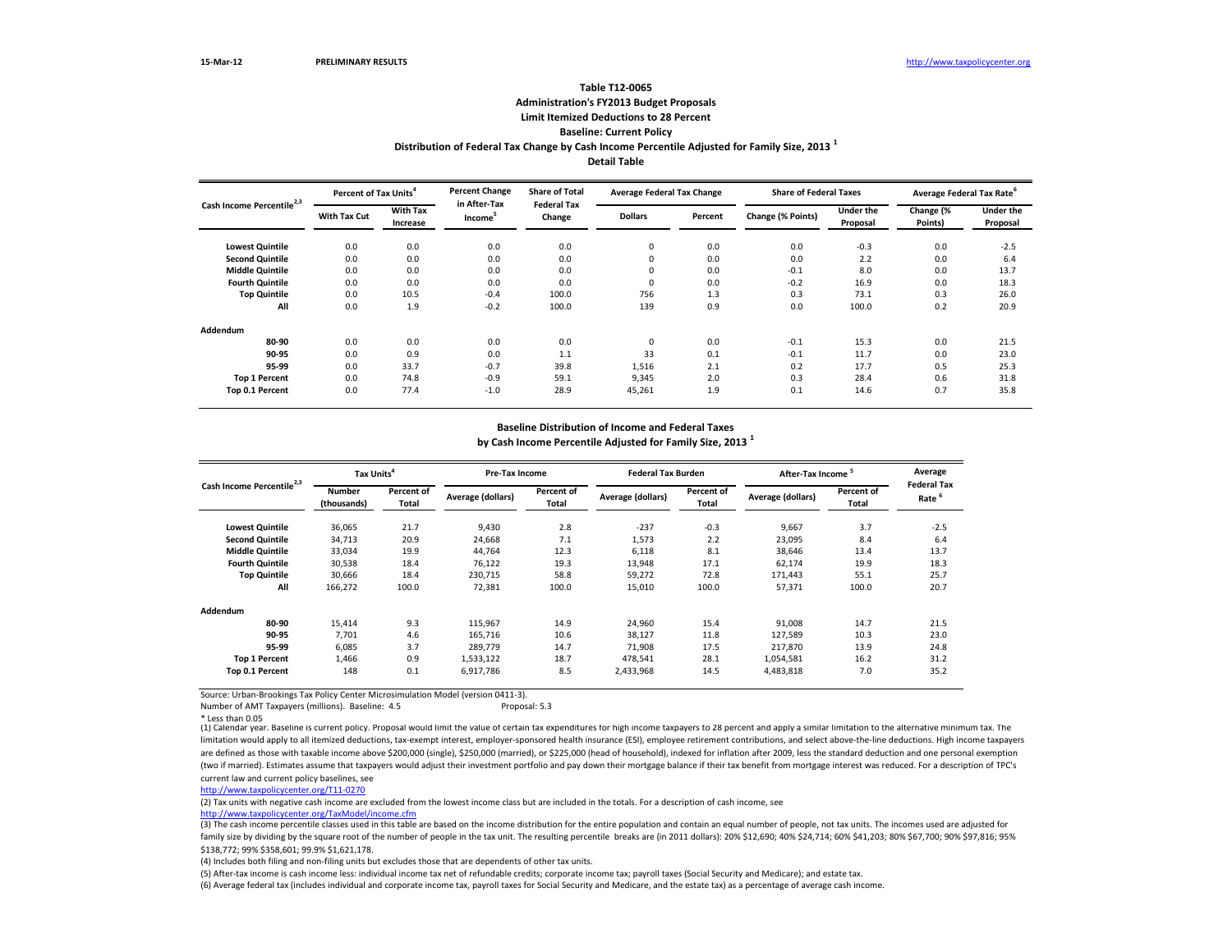## Table T12-0065
### Administration's FY2013 Budget Proposals
### Limit Itemized Deductions to 28 Percent
### Baseline: Current Policy
### Distribution of Federal Tax Change by Cash Income Percentile Adjusted for Family Size, 2013 [1]
### Detail Table

| Cash Income Percentile[2,3] | Percent of Tax Units[4] | | Percent Change in After-Tax Income[5] | Share of Total Federal Tax Change | Average Federal Tax Change | | Share of Federal Taxes | | Average Federal Tax Rate[6] | |
|---|---|---|---|---|---|---|---|---|---|---|
| | With Tax Cut | With Tax Increase | | | Dollars | Percent | Change (% Points) | Under the Proposal | Change (% Points) | Under the Proposal |
| Lowest Quintile | 0.0 | 0.0 | 0.0 | 0.0 | 0 | 0.0 | 0.0 | -0.3 | 0.0 | -2.5 |
| Second Quintile | 0.0 | 0.0 | 0.0 | 0.0 | 0 | 0.0 | 0.0 | 2.2 | 0.0 | 6.4 |
| Middle Quintile | 0.0 | 0.0 | 0.0 | 0.0 | 0 | 0.0 | -0.1 | 8.0 | 0.0 | 13.7 |
| Fourth Quintile | 0.0 | 0.0 | 0.0 | 0.0 | 0 | 0.0 | -0.2 | 16.9 | 0.0 | 18.3 |
| Top Quintile | 0.0 | 10.5 | -0.4 | 100.0 | 756 | 1.3 | 0.3 | 73.1 | 0.3 | 26.0 |
| All | 0.0 | 1.9 | -0.2 | 100.0 | 139 | 0.9 | 0.0 | 100.0 | 0.2 | 20.9 |
| **Addendum** | | | | | | | | | | |
| 80-90 | 0.0 | 0.0 | 0.0 | 0.0 | 0 | 0.0 | -0.1 | 15.3 | 0.0 | 21.5 |
| 90-95 | 0.0 | 0.9 | 0.0 | 1.1 | 33 | 0.1 | -0.1 | 11.7 | 0.0 | 23.0 |
| 95-99 | 0.0 | 33.7 | -0.7 | 39.8 | 1,516 | 2.1 | 0.2 | 17.7 | 0.5 | 25.3 |
| Top 1 Percent | 0.0 | 74.8 | -0.9 | 59.1 | 9,345 | 2.0 | 0.3 | 28.4 | 0.6 | 31.8 |
| Top 0.1 Percent | 0.0 | 77.4 | -1.0 | 28.9 | 45,261 | 1.9 | 0.1 | 14.6 | 0.7 | 35.8 |

### Baseline Distribution of Income and Federal Taxes by Cash Income Percentile Adjusted for Family Size, 2013 [1]

| Cash Income Percentile[2,3] | Tax Units[4] | | Pre-Tax Income | | Federal Tax Burden | | After-Tax Income [5] | | Average Federal Tax Rate [6] |
|---|---|---|---|---|---|---|---|---|---|
| | Number (thousands) | Percent of Total | Average (dollars) | Percent of Total | Average (dollars) | Percent of Total | Average (dollars) | Percent of Total | |
| Lowest Quintile | 36,065 | 21.7 | 9,430 | 2.8 | -237 | -0.3 | 9,667 | 3.7 | -2.5 |
| Second Quintile | 34,713 | 20.9 | 24,668 | 7.1 | 1,573 | 2.2 | 23,095 | 8.4 | 6.4 |
| Middle Quintile | 33,034 | 19.9 | 44,764 | 12.3 | 6,118 | 8.1 | 38,646 | 13.4 | 13.7 |
| Fourth Quintile | 30,538 | 18.4 | 76,122 | 19.3 | 13,948 | 17.1 | 62,174 | 19.9 | 18.3 |
| Top Quintile | 30,666 | 18.4 | 230,715 | 58.8 | 59,272 | 72.8 | 171,443 | 55.1 | 25.7 |
| All | 166,272 | 100.0 | 72,381 | 100.0 | 15,010 | 100.0 | 57,371 | 100.0 | 20.7 |
| **Addendum** | | | | | | | | | |
| 80-90 | 15,414 | 9.3 | 115,967 | 14.9 | 24,960 | 15.4 | 91,008 | 14.7 | 21.5 |
| 90-95 | 7,701 | 4.6 | 165,716 | 10.6 | 38,127 | 11.8 | 127,589 | 10.3 | 23.0 |
| 95-99 | 6,085 | 3.7 | 289,779 | 14.7 | 71,908 | 17.5 | 217,870 | 13.9 | 24.8 |
| Top 1 Percent | 1,466 | 0.9 | 1,533,122 | 18.7 | 478,541 | 28.1 | 1,054,581 | 16.2 | 31.2 |
| Top 0.1 Percent | 148 | 0.1 | 6,917,786 | 8.5 | 2,433,968 | 14.5 | 4,483,818 | 7.0 | 35.2 |

Source: Urban-Brookings Tax Policy Center Microsimulation Model (version 0411-3).

Number of AMT Taxpayers (millions). Baseline: 4.5 Proposal: 5.3

* Less than 0.05

(1) Calendar year. Baseline is current policy. Proposal would limit the value of certain tax expenditures for high income taxpayers to 28 percent and apply a similar limitation to the alternative minimum tax. The limitation would apply to all itemized deductions, tax-exempt interest, employer-sponsored health insurance (ESI), employee retirement contributions, and select above-the-line deductions. High income taxpayers are defined as those with taxable income above $200,000 (single), $250,000 (married), or $225,000 (head of household), indexed for inflation after 2009, less the standard deduction and one personal exemption (two if married). Estimates assume that taxpayers would adjust their investment portfolio and pay down their mortgage balance if their tax benefit from mortgage interest was reduced. For a description of TPC's current law and current policy baselines, see
http://www.taxpolicycenter.org/T11-0270

(2) Tax units with negative cash income are excluded from the lowest income class but are included in the totals. For a description of cash income, see
http://www.taxpolicycenter.org/TaxModel/income.cfm

(3) The cash income percentile classes used in this table are based on the income distribution for the entire population and contain an equal number of people, not tax units. The incomes used are adjusted for family size by dividing by the square root of the number of people in the tax unit. The resulting percentile breaks are (in 2011 dollars): 20% $12,690; 40% $24,714; 60% $41,203; 80% $67,700; 90% $97,816; 95% $138,772; 99% $358,601; 99.9% $1,621,178.

(4) Includes both filing and non-filing units but excludes those that are dependents of other tax units.

(5) After-tax income is cash income less: individual income tax net of refundable credits; corporate income tax; payroll taxes (Social Security and Medicare); and estate tax.

(6) Average federal tax (includes individual and corporate income tax, payroll taxes for Social Security and Medicare, and the estate tax) as a percentage of average cash income.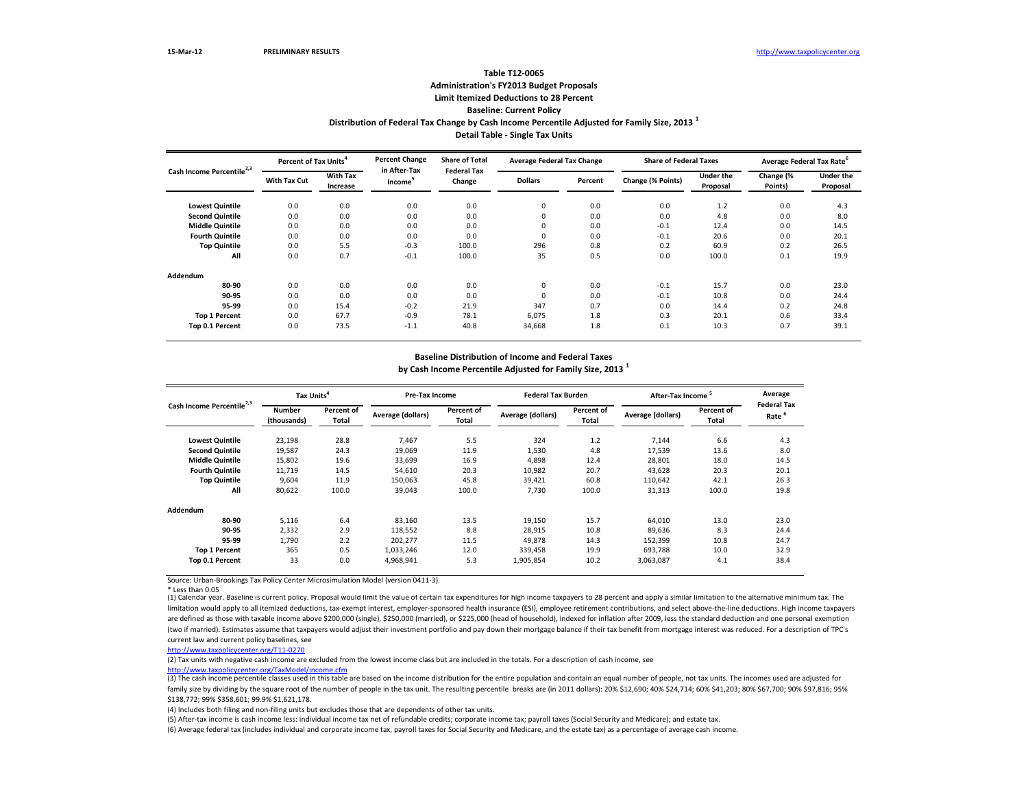15-Mar-12 PRELIMINARY RESULTS http://www.taxpolicycenter.org

## Table T12-0065
### Administration's FY2013 Budget Proposals
### Limit Itemized Deductions to 28 Percent
### Baseline: Current Policy
### Distribution of Federal Tax Change by Cash Income Percentile Adjusted for Family Size, 2013 [1]
### Detail Table - Single Tax Units

| Cash Income Percentile[2,3] | Percent of Tax Units[4] | | Percent Change in After-Tax Income[5] | Share of Total Federal Tax Change | Average Federal Tax Change | | Share of Federal Taxes | | Average Federal Tax Rate[6] | |
|---|---|---|---|---|---|---|---|---|---|---|
| | With Tax Cut | With Tax Increase | | | Dollars | Percent | Change (% Points) | Under the Proposal | Change (% Points) | Under the Proposal |
| Lowest Quintile | 0.0 | 0.0 | 0.0 | 0.0 | 0 | 0.0 | 0.0 | 1.2 | 0.0 | 4.3 |
| Second Quintile | 0.0 | 0.0 | 0.0 | 0.0 | 0 | 0.0 | 0.0 | 4.8 | 0.0 | 8.0 |
| Middle Quintile | 0.0 | 0.0 | 0.0 | 0.0 | 0 | 0.0 | -0.1 | 12.4 | 0.0 | 14.5 |
| Fourth Quintile | 0.0 | 0.0 | 0.0 | 0.0 | 0 | 0.0 | -0.1 | 20.6 | 0.0 | 20.1 |
| Top Quintile | 0.0 | 5.5 | -0.3 | 100.0 | 296 | 0.8 | 0.2 | 60.9 | 0.2 | 26.5 |
| All | 0.0 | 0.7 | -0.1 | 100.0 | 35 | 0.5 | 0.0 | 100.0 | 0.1 | 19.9 |
| **Addendum** | | | | | | | | | | |
| 80-90 | 0.0 | 0.0 | 0.0 | 0.0 | 0 | 0.0 | -0.1 | 15.7 | 0.0 | 23.0 |
| 90-95 | 0.0 | 0.0 | 0.0 | 0.0 | 0 | 0.0 | -0.1 | 10.8 | 0.0 | 24.4 |
| 95-99 | 0.0 | 15.4 | -0.2 | 21.9 | 347 | 0.7 | 0.0 | 14.4 | 0.2 | 24.8 |
| Top 1 Percent | 0.0 | 67.7 | -0.9 | 78.1 | 6,075 | 1.8 | 0.3 | 20.1 | 0.6 | 33.4 |
| Top 0.1 Percent | 0.0 | 73.5 | -1.1 | 40.8 | 34,668 | 1.8 | 0.1 | 10.3 | 0.7 | 39.1 |

### Baseline Distribution of Income and Federal Taxes
### by Cash Income Percentile Adjusted for Family Size, 2013 [1]

| Cash Income Percentile[2,3] | Tax Units[4] | | Pre-Tax Income | | Federal Tax Burden | | After-Tax Income[5] | | Average Federal Tax Rate[6] |
|---|---|---|---|---|---|---|---|---|---|
| | Number (thousands) | Percent of Total | Average (dollars) | Percent of Total | Average (dollars) | Percent of Total | Average (dollars) | Percent of Total | |
| Lowest Quintile | 23,198 | 28.8 | 7,467 | 5.5 | 324 | 1.2 | 7,144 | 6.6 | 4.3 |
| Second Quintile | 19,587 | 24.3 | 19,069 | 11.9 | 1,530 | 4.8 | 17,539 | 13.6 | 8.0 |
| Middle Quintile | 15,802 | 19.6 | 33,699 | 16.9 | 4,898 | 12.4 | 28,801 | 18.0 | 14.5 |
| Fourth Quintile | 11,719 | 14.5 | 54,610 | 20.3 | 10,982 | 20.7 | 43,628 | 20.3 | 20.1 |
| Top Quintile | 9,604 | 11.9 | 150,063 | 45.8 | 39,421 | 60.8 | 110,642 | 42.1 | 26.3 |
| All | 80,622 | 100.0 | 39,043 | 100.0 | 7,730 | 100.0 | 31,313 | 100.0 | 19.8 |
| **Addendum** | | | | | | | | | |
| 80-90 | 5,116 | 6.4 | 83,160 | 13.5 | 19,150 | 15.7 | 64,010 | 13.0 | 23.0 |
| 90-95 | 2,332 | 2.9 | 118,552 | 8.8 | 28,915 | 10.8 | 89,636 | 8.3 | 24.4 |
| 95-99 | 1,790 | 2.2 | 202,277 | 11.5 | 49,878 | 14.3 | 152,399 | 10.8 | 24.7 |
| Top 1 Percent | 365 | 0.5 | 1,033,246 | 12.0 | 339,458 | 19.9 | 693,788 | 10.0 | 32.9 |
| Top 0.1 Percent | 33 | 0.0 | 4,968,941 | 5.3 | 1,905,854 | 10.2 | 3,063,087 | 4.1 | 38.4 |

Source: Urban-Brookings Tax Policy Center Microsimulation Model (version 0411-3).

* Less than 0.05

(1) Calendar year. Baseline is current policy. Proposal would limit the value of certain tax expenditures for high income taxpayers to 28 percent and apply a similar limitation to the alternative minimum tax. The limitation would apply to all itemized deductions, tax-exempt interest, employer-sponsored health insurance (ESI), employee retirement contributions, and select above-the-line deductions. High income taxpayers are defined as those with taxable income above $200,000 (single), $250,000 (married), or $225,000 (head of household), indexed for inflation after 2009, less the standard deduction and one personal exemption (two if married). Estimates assume that taxpayers would adjust their investment portfolio and pay down their mortgage balance if their tax benefit from mortgage interest was reduced. For a description of TPC's current law and current policy baselines, see

http://www.taxpolicycenter.org/T11-0270

(2) Tax units with negative cash income are excluded from the lowest income class but are included in the totals. For a description of cash income, see

http://www.taxpolicycenter.org/TaxModel/income.cfm

(3) The cash income percentile classes used in this table are based on the income distribution for the entire population and contain an equal number of people, not tax units. The incomes used are adjusted for family size by dividing by the square root of the number of people in the tax unit. The resulting percentile breaks are (in 2011 dollars): 20% $12,690; 40% $24,714; 60% $41,203; 80% $67,700; 90% $97,816; 95% $138,772; 99% $358,601; 99.9% $1,621,178.

(4) Includes both filing and non-filing units but excludes those that are dependents of other tax units.

(5) After-tax income is cash income less: individual income tax net of refundable credits; corporate income tax; payroll taxes (Social Security and Medicare); and estate tax.

(6) Average federal tax (includes individual and corporate income tax, payroll taxes for Social Security and Medicare, and the estate tax) as a percentage of average cash income.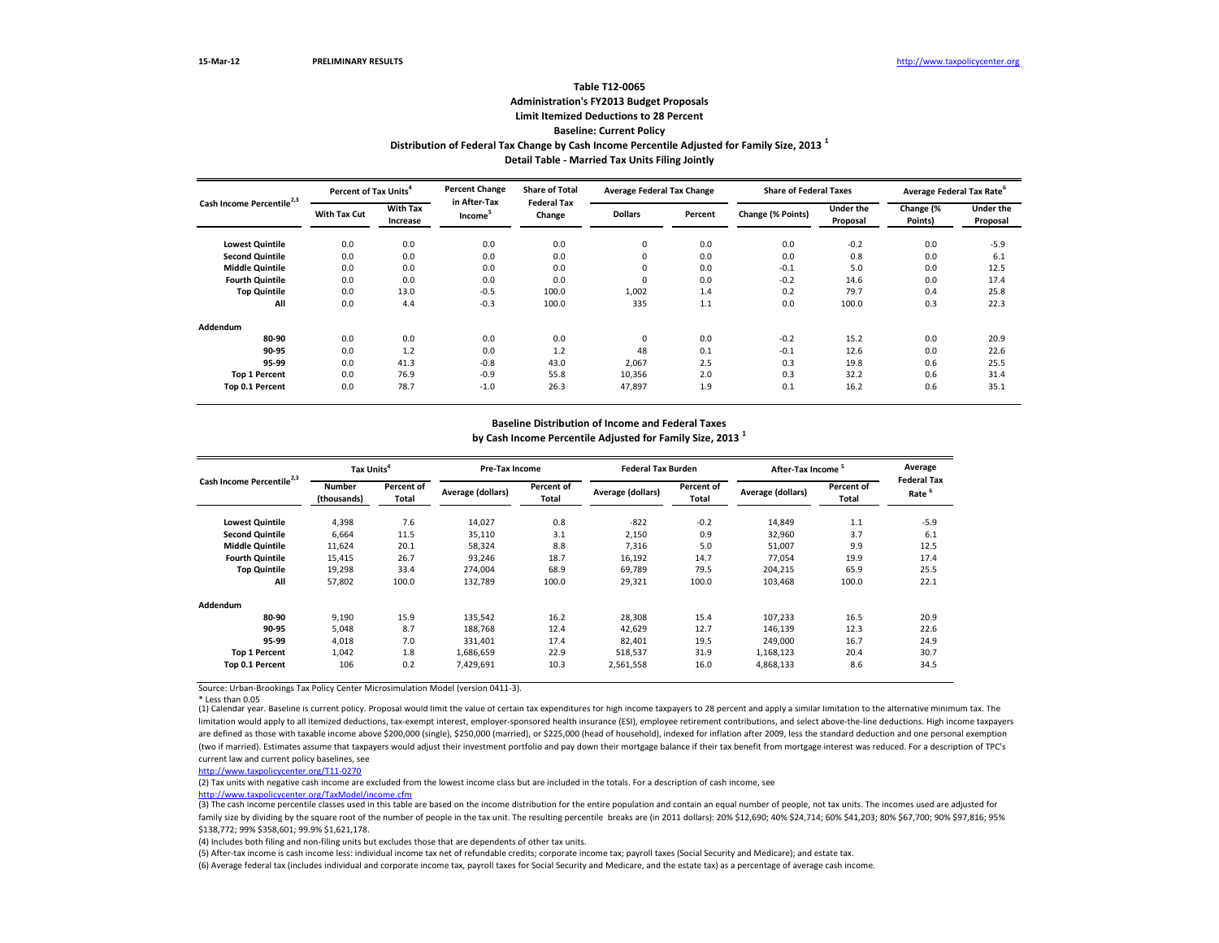15-Mar-12 **PRELIMINARY RESULTS** http://www.taxpolicycenter.org

**Table T12-0065**
**Administration's FY2013 Budget Proposals**
**Limit Itemized Deductions to 28 Percent**
**Baseline: Current Policy**
**Distribution of Federal Tax Change by Cash Income Percentile Adjusted for Family Size, 2013 [1]**
**Detail Table - Married Tax Units Filing Jointly**

| Cash Income Percentile[2,3] | Percent of Tax Units[4] | | Percent Change in After-Tax Income[5] | Share of Total Federal Tax Change | Average Federal Tax Change | | Share of Federal Taxes | | Average Federal Tax Rate[6] | |
|---|---|---|---|---|---|---|---|---|---|---|
| | With Tax Cut | With Tax Increase | | | Dollars | Percent | Change (% Points) | Under the Proposal | Change (% Points) | Under the Proposal |
| Lowest Quintile | 0.0 | 0.0 | 0.0 | 0.0 | 0 | 0.0 | 0.0 | -0.2 | 0.0 | -5.9 |
| Second Quintile | 0.0 | 0.0 | 0.0 | 0.0 | 0 | 0.0 | 0.0 | 0.8 | 0.0 | 6.1 |
| Middle Quintile | 0.0 | 0.0 | 0.0 | 0.0 | 0 | 0.0 | -0.1 | 5.0 | 0.0 | 12.5 |
| Fourth Quintile | 0.0 | 0.0 | 0.0 | 0.0 | 0 | 0.0 | -0.2 | 14.6 | 0.0 | 17.4 |
| Top Quintile | 0.0 | 13.0 | -0.5 | 100.0 | 1,002 | 1.4 | 0.2 | 79.7 | 0.4 | 25.8 |
| All | 0.0 | 4.4 | -0.3 | 100.0 | 335 | 1.1 | 0.0 | 100.0 | 0.3 | 22.3 |
| **Addendum** | | | | | | | | | | |
| 80-90 | 0.0 | 0.0 | 0.0 | 0.0 | 0 | 0.0 | -0.2 | 15.2 | 0.0 | 20.9 |
| 90-95 | 0.0 | 1.2 | 0.0 | 1.2 | 48 | 0.1 | -0.1 | 12.6 | 0.0 | 22.6 |
| 95-99 | 0.0 | 41.3 | -0.8 | 43.0 | 2,067 | 2.5 | 0.3 | 19.8 | 0.6 | 25.5 |
| Top 1 Percent | 0.0 | 76.9 | -0.9 | 55.8 | 10,356 | 2.0 | 0.3 | 32.2 | 0.6 | 31.4 |
| Top 0.1 Percent | 0.0 | 78.7 | -1.0 | 26.3 | 47,897 | 1.9 | 0.1 | 16.2 | 0.6 | 35.1 |

**Baseline Distribution of Income and Federal Taxes**
**by Cash Income Percentile Adjusted for Family Size, 2013 [1]**

| Cash Income Percentile[2,3] | Tax Units[4] | | Pre-Tax Income | | Federal Tax Burden | | After-Tax Income[5] | | Average Federal Tax Rate[6] |
|---|---|---|---|---|---|---|---|---|---|
| | Number (thousands) | Percent of Total | Average (dollars) | Percent of Total | Average (dollars) | Percent of Total | Average (dollars) | Percent of Total | |
| Lowest Quintile | 4,398 | 7.6 | 14,027 | 0.8 | -822 | -0.2 | 14,849 | 1.1 | -5.9 |
| Second Quintile | 6,664 | 11.5 | 35,110 | 3.1 | 2,150 | 0.9 | 32,960 | 3.7 | 6.1 |
| Middle Quintile | 11,624 | 20.1 | 58,324 | 8.8 | 7,316 | 5.0 | 51,007 | 9.9 | 12.5 |
| Fourth Quintile | 15,415 | 26.7 | 93,246 | 18.7 | 16,192 | 14.7 | 77,054 | 19.9 | 17.4 |
| Top Quintile | 19,298 | 33.4 | 274,004 | 68.9 | 69,789 | 79.5 | 204,215 | 65.9 | 25.5 |
| All | 57,802 | 100.0 | 132,789 | 100.0 | 29,321 | 100.0 | 103,468 | 100.0 | 22.1 |
| **Addendum** | | | | | | | | | |
| 80-90 | 9,190 | 15.9 | 135,542 | 16.2 | 28,308 | 15.4 | 107,233 | 16.5 | 20.9 |
| 90-95 | 5,048 | 8.7 | 188,768 | 12.4 | 42,629 | 12.7 | 146,139 | 12.3 | 22.6 |
| 95-99 | 4,018 | 7.0 | 331,401 | 17.4 | 82,401 | 19.5 | 249,000 | 16.7 | 24.9 |
| Top 1 Percent | 1,042 | 1.8 | 1,686,659 | 22.9 | 518,537 | 31.9 | 1,168,123 | 20.4 | 30.7 |
| Top 0.1 Percent | 106 | 0.2 | 7,429,691 | 10.3 | 2,561,558 | 16.0 | 4,868,133 | 8.6 | 34.5 |

Source: Urban-Brookings Tax Policy Center Microsimulation Model (version 0411-3).

* Less than 0.05

(1) Calendar year. Baseline is current policy. Proposal would limit the value of certain tax expenditures for high income taxpayers to 28 percent and apply a similar limitation to the alternative minimum tax. The limitation would apply to all itemized deductions, tax-exempt interest, employer-sponsored health insurance (ESI), employee retirement contributions, and select above-the-line deductions. High income taxpayers are defined as those with taxable income above $200,000 (single), $250,000 (married), or $225,000 (head of household), indexed for inflation after 2009, less the standard deduction and one personal exemption (two if married). Estimates assume that taxpayers would adjust their investment portfolio and pay down their mortgage balance if their tax benefit from mortgage interest was reduced. For a description of TPC's current law and current policy baselines, see

http://www.taxpolicycenter.org/T11-0270

(2) Tax units with negative cash income are excluded from the lowest income class but are included in the totals. For a description of cash income, see

http://www.taxpolicycenter.org/TaxModel/income.cfm

(3) The cash income percentile classes used in this table are based on the income distribution for the entire population and contain an equal number of people, not tax units. The incomes used are adjusted for family size by dividing by the square root of the number of people in the tax unit. The resulting percentile breaks are (in 2011 dollars): 20% $12,690; 40% $24,714; 60% $41,203; 80% $67,700; 90% $97,816; 95% $138,772; 99% $358,601; 99.9% $1,621,178.

(4) Includes both filing and non-filing units but excludes those that are dependents of other tax units.

(5) After-tax income is cash income less: individual income tax net of refundable credits; corporate income tax; payroll taxes (Social Security and Medicare); and estate tax.

(6) Average federal tax (includes individual and corporate income tax, payroll taxes for Social Security and Medicare, and the estate tax) as a percentage of average cash income.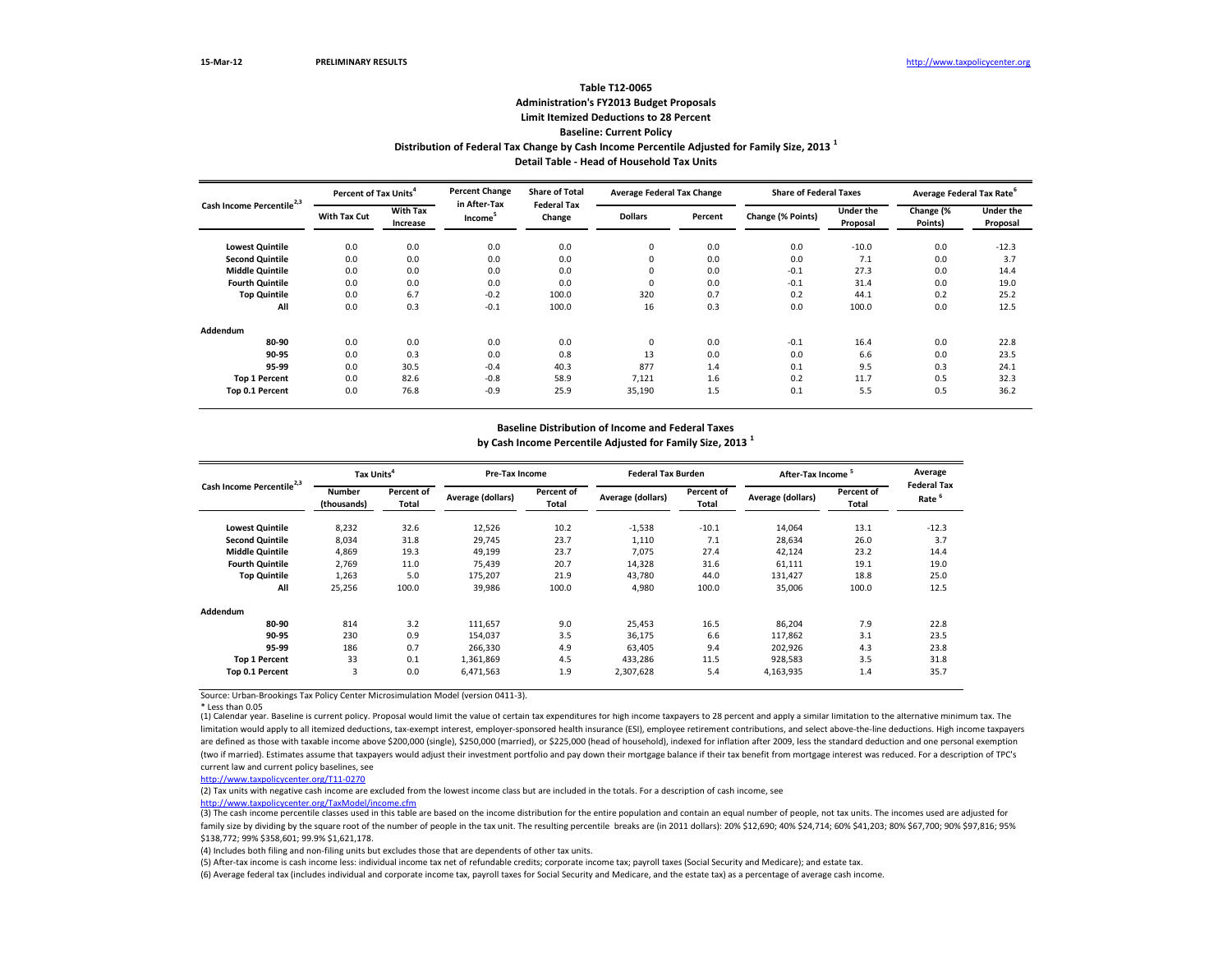15-Mar-12 **PRELIMINARY RESULTS** http://www.taxpolicycenter.org

### Table T12-0065
### Administration's FY2013 Budget Proposals
### Limit Itemized Deductions to 28 Percent
### Baseline: Current Policy
### Distribution of Federal Tax Change by Cash Income Percentile Adjusted for Family Size, 2013 [1]
### Detail Table - Head of Household Tax Units

| Cash Income Percentile[2,3] | Percent of Tax Units[4] | | Percent Change in After-Tax Income[5] | Share of Total Federal Tax Change | Average Federal Tax Change | | Share of Federal Taxes | | Average Federal Tax Rate[6] | |
|---|---|---|---|---|---|---|---|---|---|---|
| | With Tax Cut | With Tax Increase | | | Dollars | Percent | Change (% Points) | Under the Proposal | Change (% Points) | Under the Proposal |
| Lowest Quintile | 0.0 | 0.0 | 0.0 | 0.0 | 0 | 0.0 | 0.0 | -10.0 | 0.0 | -12.3 |
| Second Quintile | 0.0 | 0.0 | 0.0 | 0.0 | 0 | 0.0 | 0.0 | 7.1 | 0.0 | 3.7 |
| Middle Quintile | 0.0 | 0.0 | 0.0 | 0.0 | 0 | 0.0 | -0.1 | 27.3 | 0.0 | 14.4 |
| Fourth Quintile | 0.0 | 0.0 | 0.0 | 0.0 | 0 | 0.0 | -0.1 | 31.4 | 0.0 | 19.0 |
| Top Quintile | 0.0 | 6.7 | -0.2 | 100.0 | 320 | 0.7 | 0.2 | 44.1 | 0.2 | 25.2 |
| All | 0.0 | 0.3 | -0.1 | 100.0 | 16 | 0.3 | 0.0 | 100.0 | 0.0 | 12.5 |
| **Addendum** | | | | | | | | | | |
| 80-90 | 0.0 | 0.0 | 0.0 | 0.0 | 0 | 0.0 | -0.1 | 16.4 | 0.0 | 22.8 |
| 90-95 | 0.0 | 0.3 | 0.0 | 0.8 | 13 | 0.0 | 0.0 | 6.6 | 0.0 | 23.5 |
| 95-99 | 0.0 | 30.5 | -0.4 | 40.3 | 877 | 1.4 | 0.1 | 9.5 | 0.3 | 24.1 |
| Top 1 Percent | 0.0 | 82.6 | -0.8 | 58.9 | 7,121 | 1.6 | 0.2 | 11.7 | 0.5 | 32.3 |
| Top 0.1 Percent | 0.0 | 76.8 | -0.9 | 25.9 | 35,190 | 1.5 | 0.1 | 5.5 | 0.5 | 36.2 |

### Baseline Distribution of Income and Federal Taxes
### by Cash Income Percentile Adjusted for Family Size, 2013 [1]

| Cash Income Percentile[2,3] | Tax Units[4] | | Pre-Tax Income | | Federal Tax Burden | | After-Tax Income[5] | | Average Federal Tax Rate[6] |
|---|---|---|---|---|---|---|---|---|---|
| | Number (thousands) | Percent of Total | Average (dollars) | Percent of Total | Average (dollars) | Percent of Total | Average (dollars) | Percent of Total | |
| Lowest Quintile | 8,232 | 32.6 | 12,526 | 10.2 | -1,538 | -10.1 | 14,064 | 13.1 | -12.3 |
| Second Quintile | 8,034 | 31.8 | 29,745 | 23.7 | 1,110 | 7.1 | 28,634 | 26.0 | 3.7 |
| Middle Quintile | 4,869 | 19.3 | 49,199 | 23.7 | 7,075 | 27.4 | 42,124 | 23.2 | 14.4 |
| Fourth Quintile | 2,769 | 11.0 | 75,439 | 20.7 | 14,328 | 31.6 | 61,111 | 19.1 | 19.0 |
| Top Quintile | 1,263 | 5.0 | 175,207 | 21.9 | 43,780 | 44.0 | 131,427 | 18.8 | 25.0 |
| All | 25,256 | 100.0 | 39,986 | 100.0 | 4,980 | 100.0 | 35,006 | 100.0 | 12.5 |
| **Addendum** | | | | | | | | | |
| 80-90 | 814 | 3.2 | 111,657 | 9.0 | 25,453 | 16.5 | 86,204 | 7.9 | 22.8 |
| 90-95 | 230 | 0.9 | 154,037 | 3.5 | 36,175 | 6.6 | 117,862 | 3.1 | 23.5 |
| 95-99 | 186 | 0.7 | 266,330 | 4.9 | 63,405 | 9.4 | 202,926 | 4.3 | 23.8 |
| Top 1 Percent | 33 | 0.1 | 1,361,869 | 4.5 | 433,286 | 11.5 | 928,583 | 3.5 | 31.8 |
| Top 0.1 Percent | 3 | 0.0 | 6,471,563 | 1.9 | 2,307,628 | 5.4 | 4,163,935 | 1.4 | 35.7 |

Source: Urban-Brookings Tax Policy Center Microsimulation Model (version 0411-3).

* Less than 0.05

(1) Calendar year. Baseline is current policy. Proposal would limit the value of certain tax expenditures for high income taxpayers to 28 percent and apply a similar limitation to the alternative minimum tax. The limitation would apply to all itemized deductions, tax-exempt interest, employer-sponsored health insurance (ESI), employee retirement contributions, and select above-the-line deductions. High income taxpayers are defined as those with taxable income above $200,000 (single), $250,000 (married), or $225,000 (head of household), indexed for inflation after 2009, less the standard deduction and one personal exemption (two if married). Estimates assume that taxpayers would adjust their investment portfolio and pay down their mortgage balance if their tax benefit from mortgage interest was reduced. For a description of TPC's current law and current policy baselines, see

http://www.taxpolicycenter.org/T11-0270

(2) Tax units with negative cash income are excluded from the lowest income class but are included in the totals. For a description of cash income, see

http://www.taxpolicycenter.org/TaxModel/income.cfm

(3) The cash income percentile classes used in this table are based on the income distribution for the entire population and contain an equal number of people, not tax units. The incomes used are adjusted for family size by dividing by the square root of the number of people in the tax unit. The resulting percentile breaks are (in 2011 dollars): 20% $12,690; 40% $24,714; 60% $41,203; 80% $67,700; 90% $97,816; 95% $138,772; 99% $358,601; 99.9% $1,621,178.

(4) Includes both filing and non-filing units but excludes those that are dependents of other tax units.

(5) After-tax income is cash income less: individual income tax net of refundable credits; corporate income tax; payroll taxes (Social Security and Medicare); and estate tax.

(6) Average federal tax (includes individual and corporate income tax, payroll taxes for Social Security and Medicare, and the estate tax) as a percentage of average cash income.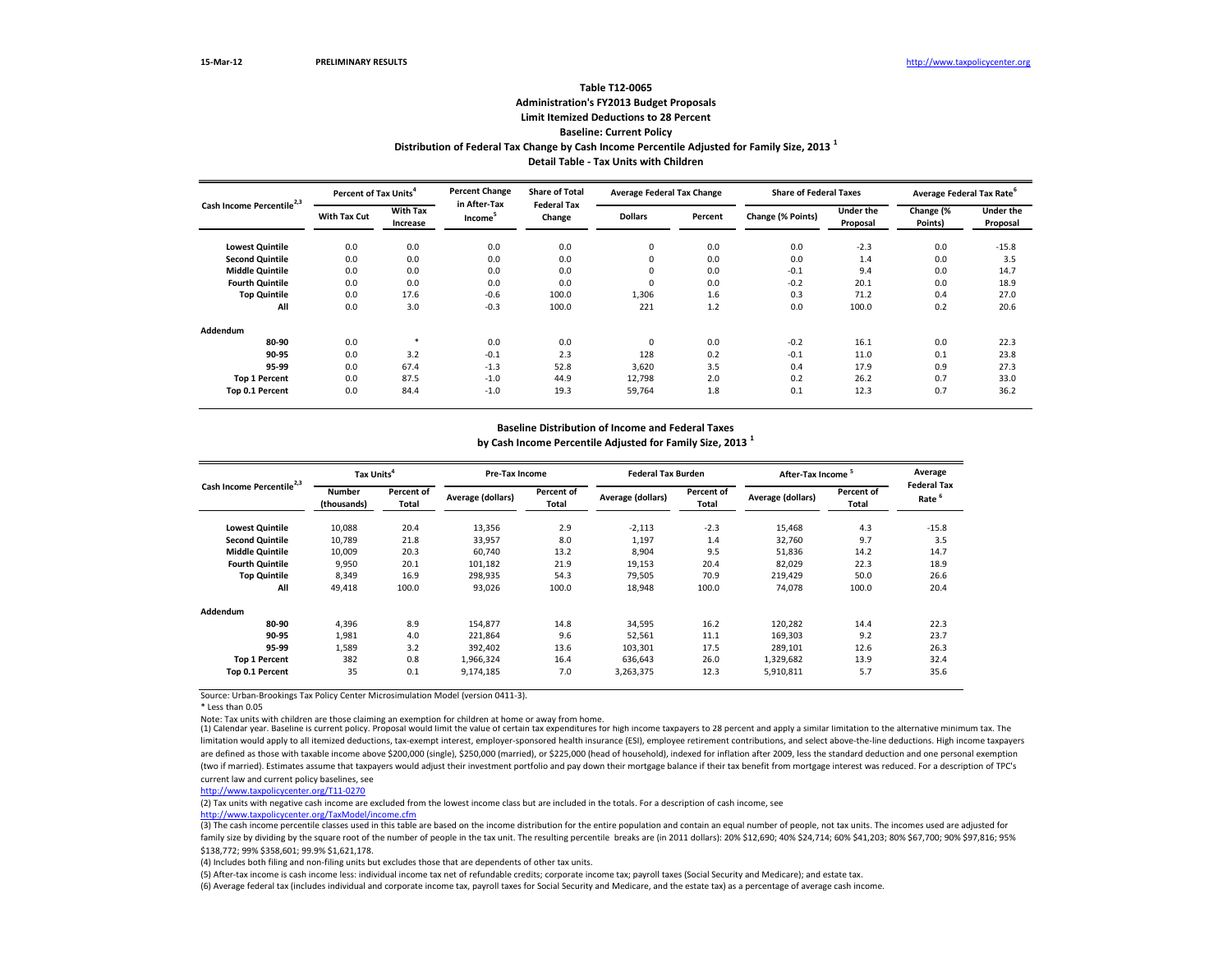15-Mar-12 **PRELIMINARY RESULTS** http://www.taxpolicycenter.org

**Table T12-0065**

**Administration's FY2013 Budget Proposals**

**Limit Itemized Deductions to 28 Percent**

**Baseline: Current Policy**

**Distribution of Federal Tax Change by Cash Income Percentile Adjusted for Family Size, 2013 [1]**

**Detail Table - Tax Units with Children**

| Cash Income Percentile[2,3] | Percent of Tax Units[4] | | Percent Change in After-Tax Income[5] | Share of Total Federal Tax Change | Average Federal Tax Change | | Share of Federal Taxes | | Average Federal Tax Rate[6] | |
|---|---|---|---|---|---|---|---|---|---|---|
| | With Tax Cut | With Tax Increase | | | Dollars | Percent | Change (% Points) | Under the Proposal | Change (% Points) | Under the Proposal |
| Lowest Quintile | 0.0 | 0.0 | 0.0 | 0.0 | 0 | 0.0 | 0.0 | -2.3 | 0.0 | -15.8 |
| Second Quintile | 0.0 | 0.0 | 0.0 | 0.0 | 0 | 0.0 | 0.0 | 1.4 | 0.0 | 3.5 |
| Middle Quintile | 0.0 | 0.0 | 0.0 | 0.0 | 0 | 0.0 | -0.1 | 9.4 | 0.0 | 14.7 |
| Fourth Quintile | 0.0 | 0.0 | 0.0 | 0.0 | 0 | 0.0 | -0.2 | 20.1 | 0.0 | 18.9 |
| Top Quintile | 0.0 | 17.6 | -0.6 | 100.0 | 1,306 | 1.6 | 0.3 | 71.2 | 0.4 | 27.0 |
| All | 0.0 | 3.0 | -0.3 | 100.0 | 221 | 1.2 | 0.0 | 100.0 | 0.2 | 20.6 |
| **Addendum** | | | | | | | | | | |
| 80-90 | 0.0 | * | 0.0 | 0.0 | 0 | 0.0 | -0.2 | 16.1 | 0.0 | 22.3 |
| 90-95 | 0.0 | 3.2 | -0.1 | 2.3 | 128 | 0.2 | -0.1 | 11.0 | 0.1 | 23.8 |
| 95-99 | 0.0 | 67.4 | -1.3 | 52.8 | 3,620 | 3.5 | 0.4 | 17.9 | 0.9 | 27.3 |
| Top 1 Percent | 0.0 | 87.5 | -1.0 | 44.9 | 12,798 | 2.0 | 0.2 | 26.2 | 0.7 | 33.0 |
| Top 0.1 Percent | 0.0 | 84.4 | -1.0 | 19.3 | 59,764 | 1.8 | 0.1 | 12.3 | 0.7 | 36.2 |

**Baseline Distribution of Income and Federal Taxes**

**by Cash Income Percentile Adjusted for Family Size, 2013 [1]**

| Cash Income Percentile[2,3] | Tax Units[4] | | Pre-Tax Income | | Federal Tax Burden | | After-Tax Income[5] | | Average Federal Tax Rate[6] |
|---|---|---|---|---|---|---|---|---|---|
| | Number (thousands) | Percent of Total | Average (dollars) | Percent of Total | Average (dollars) | Percent of Total | Average (dollars) | Percent of Total | |
| Lowest Quintile | 10,088 | 20.4 | 13,356 | 2.9 | -2,113 | -2.3 | 15,468 | 4.3 | -15.8 |
| Second Quintile | 10,789 | 21.8 | 33,957 | 8.0 | 1,197 | 1.4 | 32,760 | 9.7 | 3.5 |
| Middle Quintile | 10,009 | 20.3 | 60,740 | 13.2 | 8,904 | 9.5 | 51,836 | 14.2 | 14.7 |
| Fourth Quintile | 9,950 | 20.1 | 101,182 | 21.9 | 19,153 | 20.4 | 82,029 | 22.3 | 18.9 |
| Top Quintile | 8,349 | 16.9 | 298,935 | 54.3 | 79,505 | 70.9 | 219,429 | 50.0 | 26.6 |
| All | 49,418 | 100.0 | 93,026 | 100.0 | 18,948 | 100.0 | 74,078 | 100.0 | 20.4 |
| **Addendum** | | | | | | | | | |
| 80-90 | 4,396 | 8.9 | 154,877 | 14.8 | 34,595 | 16.2 | 120,282 | 14.4 | 22.3 |
| 90-95 | 1,981 | 4.0 | 221,864 | 9.6 | 52,561 | 11.1 | 169,303 | 9.2 | 23.7 |
| 95-99 | 1,589 | 3.2 | 392,402 | 13.6 | 103,301 | 17.5 | 289,101 | 12.6 | 26.3 |
| Top 1 Percent | 382 | 0.8 | 1,966,324 | 16.4 | 636,643 | 26.0 | 1,329,682 | 13.9 | 32.4 |
| Top 0.1 Percent | 35 | 0.1 | 9,174,185 | 7.0 | 3,263,375 | 12.3 | 5,910,811 | 5.7 | 35.6 |

Source: Urban-Brookings Tax Policy Center Microsimulation Model (version 0411-3).

* Less than 0.05

Note: Tax units with children are those claiming an exemption for children at home or away from home.

(1) Calendar year. Baseline is current policy. Proposal would limit the value of certain tax expenditures for high income taxpayers to 28 percent and apply a similar limitation to the alternative minimum tax. The limitation would apply to all itemized deductions, tax-exempt interest, employer-sponsored health insurance (ESI), employee retirement contributions, and select above-the-line deductions. High income taxpayers are defined as those with taxable income above $200,000 (single), $250,000 (married), or $225,000 (head of household), indexed for inflation after 2009, less the standard deduction and one personal exemption (two if married). Estimates assume that taxpayers would adjust their investment portfolio and pay down their mortgage balance if their tax benefit from mortgage interest was reduced. For a description of TPC's current law and current policy baselines, see
http://www.taxpolicycenter.org/T11-0270

(2) Tax units with negative cash income are excluded from the lowest income class but are included in the totals. For a description of cash income, see
http://www.taxpolicycenter.org/TaxModel/income.cfm

(3) The cash income percentile classes used in this table are based on the income distribution for the entire population and contain an equal number of people, not tax units. The incomes used are adjusted for family size by dividing by the square root of the number of people in the tax unit. The resulting percentile breaks are (in 2011 dollars): 20% $12,690; 40% $24,714; 60% $41,203; 80% $67,700; 90% $97,816; 95% $138,772; 99% $358,601; 99.9% $1,621,178.

(4) Includes both filing and non-filing units but excludes those that are dependents of other tax units.

(5) After-tax income is cash income less: individual income tax net of refundable credits; corporate income tax; payroll taxes (Social Security and Medicare); and estate tax.

(6) Average federal tax (includes individual and corporate income tax, payroll taxes for Social Security and Medicare, and the estate tax) as a percentage of average cash income.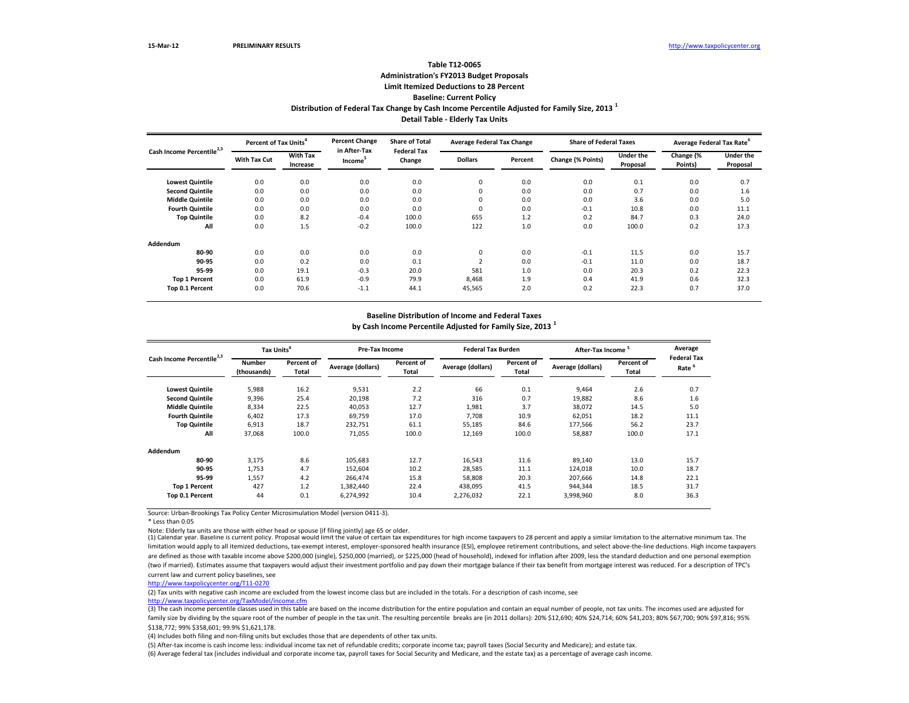15-Mar-12 PRELIMINARY RESULTS http://www.taxpolicycenter.org

# Table T12-0065

## Administration's FY2013 Budget Proposals
## Limit Itemized Deductions to 28 Percent
## Baseline: Current Policy
## Distribution of Federal Tax Change by Cash Income Percentile Adjusted for Family Size, 2013 [1]
## Detail Table - Elderly Tax Units

| Cash Income Percentile[2,3] | Percent of Tax Units[4] | | Percent Change in After-Tax Income[5] | Share of Total Federal Tax Change | Average Federal Tax Change | | Share of Federal Taxes | | Average Federal Tax Rate[6] | |
|---|---|---|---|---|---|---|---|---|---|---|
| | With Tax Cut | With Tax Increase | | | Dollars | Percent | Change (% Points) | Under the Proposal | Change (% Points) | Under the Proposal |
| Lowest Quintile | 0.0 | 0.0 | 0.0 | 0.0 | 0 | 0.0 | 0.0 | 0.1 | 0.0 | 0.7 |
| Second Quintile | 0.0 | 0.0 | 0.0 | 0.0 | 0 | 0.0 | 0.0 | 0.7 | 0.0 | 1.6 |
| Middle Quintile | 0.0 | 0.0 | 0.0 | 0.0 | 0 | 0.0 | 0.0 | 3.6 | 0.0 | 5.0 |
| Fourth Quintile | 0.0 | 0.0 | 0.0 | 0.0 | 0 | 0.0 | -0.1 | 10.8 | 0.0 | 11.1 |
| Top Quintile | 0.0 | 8.2 | -0.4 | 100.0 | 655 | 1.2 | 0.2 | 84.7 | 0.3 | 24.0 |
| All | 0.0 | 1.5 | -0.2 | 100.0 | 122 | 1.0 | 0.0 | 100.0 | 0.2 | 17.3 |
| **Addendum** | | | | | | | | | | |
| 80-90 | 0.0 | 0.0 | 0.0 | 0.0 | 0 | 0.0 | -0.1 | 11.5 | 0.0 | 15.7 |
| 90-95 | 0.0 | 0.2 | 0.0 | 0.1 | 2 | 0.0 | -0.1 | 11.0 | 0.0 | 18.7 |
| 95-99 | 0.0 | 19.1 | -0.3 | 20.0 | 581 | 1.0 | 0.0 | 20.3 | 0.2 | 22.3 |
| Top 1 Percent | 0.0 | 61.9 | -0.9 | 79.9 | 8,468 | 1.9 | 0.4 | 41.9 | 0.6 | 32.3 |
| Top 0.1 Percent | 0.0 | 70.6 | -1.1 | 44.1 | 45,565 | 2.0 | 0.2 | 22.3 | 0.7 | 37.0 |

## Baseline Distribution of Income and Federal Taxes
## by Cash Income Percentile Adjusted for Family Size, 2013 [1]

| Cash Income Percentile[2,3] | Tax Units[4] | | Pre-Tax Income | | Federal Tax Burden | | After-Tax Income[5] | | Average Federal Tax Rate[6] |
|---|---|---|---|---|---|---|---|---|---|
| | Number (thousands) | Percent of Total | Average (dollars) | Percent of Total | Average (dollars) | Percent of Total | Average (dollars) | Percent of Total | |
| Lowest Quintile | 5,988 | 16.2 | 9,531 | 2.2 | 66 | 0.1 | 9,464 | 2.6 | 0.7 |
| Second Quintile | 9,396 | 25.4 | 20,198 | 7.2 | 316 | 0.7 | 19,882 | 8.6 | 1.6 |
| Middle Quintile | 8,334 | 22.5 | 40,053 | 12.7 | 1,981 | 3.7 | 38,072 | 14.5 | 5.0 |
| Fourth Quintile | 6,402 | 17.3 | 69,759 | 17.0 | 7,708 | 10.9 | 62,051 | 18.2 | 11.1 |
| Top Quintile | 6,913 | 18.7 | 232,751 | 61.1 | 55,185 | 84.6 | 177,566 | 56.2 | 23.7 |
| All | 37,068 | 100.0 | 71,055 | 100.0 | 12,169 | 100.0 | 58,887 | 100.0 | 17.1 |
| **Addendum** | | | | | | | | | |
| 80-90 | 3,175 | 8.6 | 105,683 | 12.7 | 16,543 | 11.6 | 89,140 | 13.0 | 15.7 |
| 90-95 | 1,753 | 4.7 | 152,604 | 10.2 | 28,585 | 11.1 | 124,018 | 10.0 | 18.7 |
| 95-99 | 1,557 | 4.2 | 266,474 | 15.8 | 58,808 | 20.3 | 207,666 | 14.8 | 22.1 |
| Top 1 Percent | 427 | 1.2 | 1,382,440 | 22.4 | 438,095 | 41.5 | 944,344 | 18.5 | 31.7 |
| Top 0.1 Percent | 44 | 0.1 | 6,274,992 | 10.4 | 2,276,032 | 22.1 | 3,998,960 | 8.0 | 36.3 |

Source: Urban-Brookings Tax Policy Center Microsimulation Model (version 0411-3).

* Less than 0.05

Note: Elderly tax units are those with either head or spouse (if filing jointly) age 65 or older.

(1) Calendar year. Baseline is current policy. Proposal would limit the value of certain tax expenditures for high income taxpayers to 28 percent and apply a similar limitation to the alternative minimum tax. The limitation would apply to all itemized deductions, tax-exempt interest, employer-sponsored health insurance (ESI), employee retirement contributions, and select above-the-line deductions. High income taxpayers are defined as those with taxable income above $200,000 (single), $250,000 (married), or $225,000 (head of household), indexed for inflation after 2009, less the standard deduction and one personal exemption (two if married). Estimates assume that taxpayers would adjust their investment portfolio and pay down their mortgage balance if their tax benefit from mortgage interest was reduced. For a description of TPC's current law and current policy baselines, see
http://www.taxpolicycenter.org/T11-0270

(2) Tax units with negative cash income are excluded from the lowest income class but are included in the totals. For a description of cash income, see
http://www.taxpolicycenter.org/TaxModel/income.cfm

(3) The cash income percentile classes used in this table are based on the income distribution for the entire population and contain an equal number of people, not tax units. The incomes used are adjusted for family size by dividing by the square root of the number of people in the tax unit. The resulting percentile breaks are (in 2011 dollars): 20% $12,690; 40% $24,714; 60% $41,203; 80% $67,700; 90% $97,816; 95% $138,772; 99% $358,601; 99.9% $1,621,178.

(4) Includes both filing and non-filing units but excludes those that are dependents of other tax units.

(5) After-tax income is cash income less: individual income tax net of refundable credits; corporate income tax; payroll taxes (Social Security and Medicare); and estate tax.

(6) Average federal tax (includes individual and corporate income tax, payroll taxes for Social Security and Medicare, and the estate tax) as a percentage of average cash income.